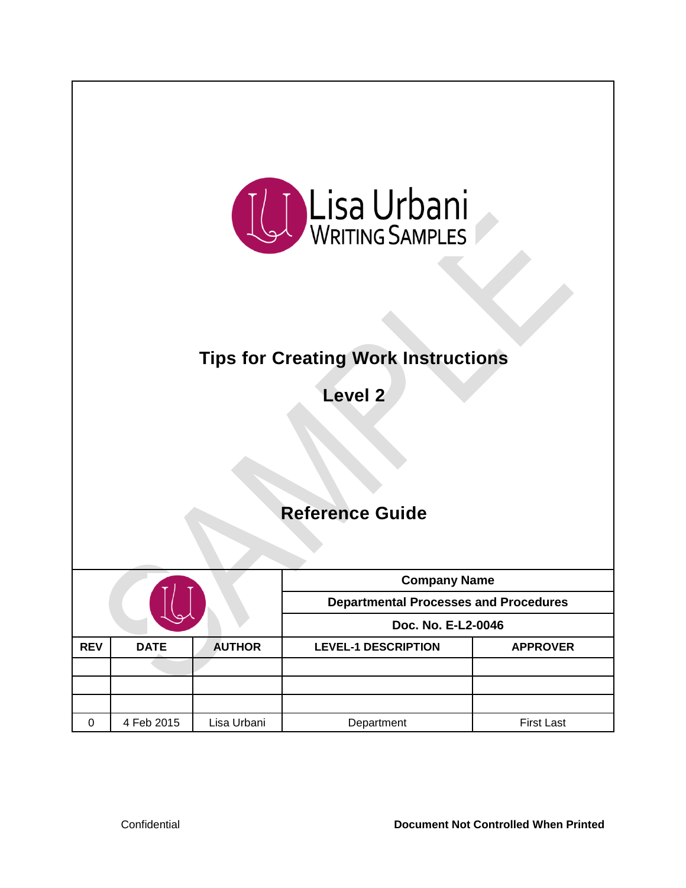Lisa Urbani
WRITING SAMPLES

# Tips for Creating Work Instructions

## Level 2

## Reference Guide

| | | | Company Name | |
|---|---|---|---|---|
| | | | Departmental Processes and Procedures | |
| | | | Doc. No. E-L2-0046 | |
| **REV** | **DATE** | **AUTHOR** | **LEVEL-1 DESCRIPTION** | **APPROVER** |
| | | | | |
| | | | | |
| | | | | |
| 0 | 4 Feb 2015 | Lisa Urbani | Department | First Last |

Confidential

**Document Not Controlled When Printed**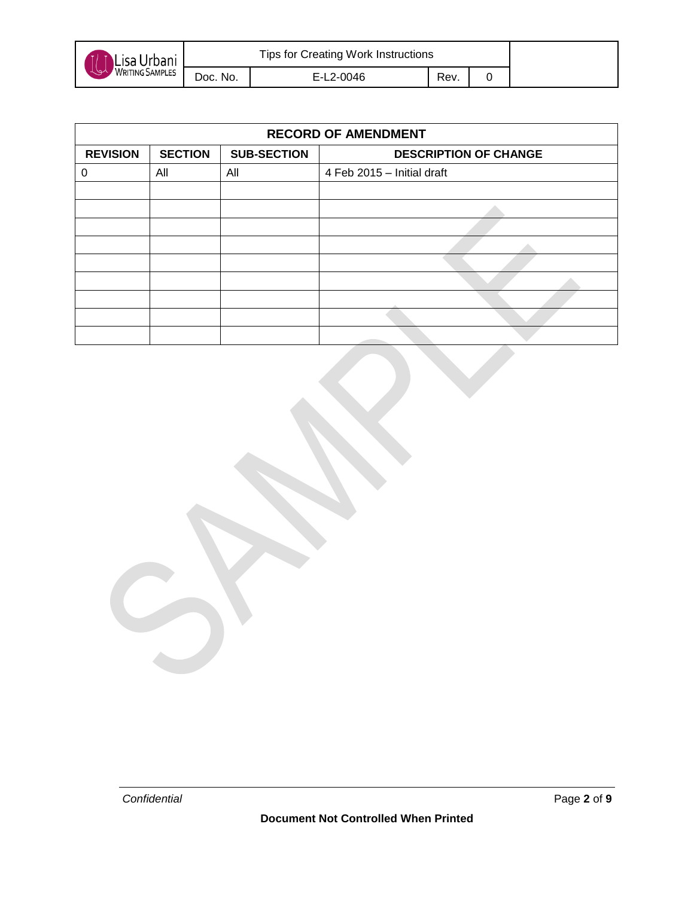| RECORD OF AMENDMENT | | | |
|---|---|---|---|
| **REVISION** | **SECTION** | **SUB-SECTION** | **DESCRIPTION OF CHANGE** |
| 0 | All | All | 4 Feb 2015 – Initial draft |
| | | | |
| | | | |
| | | | |
| | | | |
| | | | |
| | | | |
| | | | |
| | | | |
| | | | |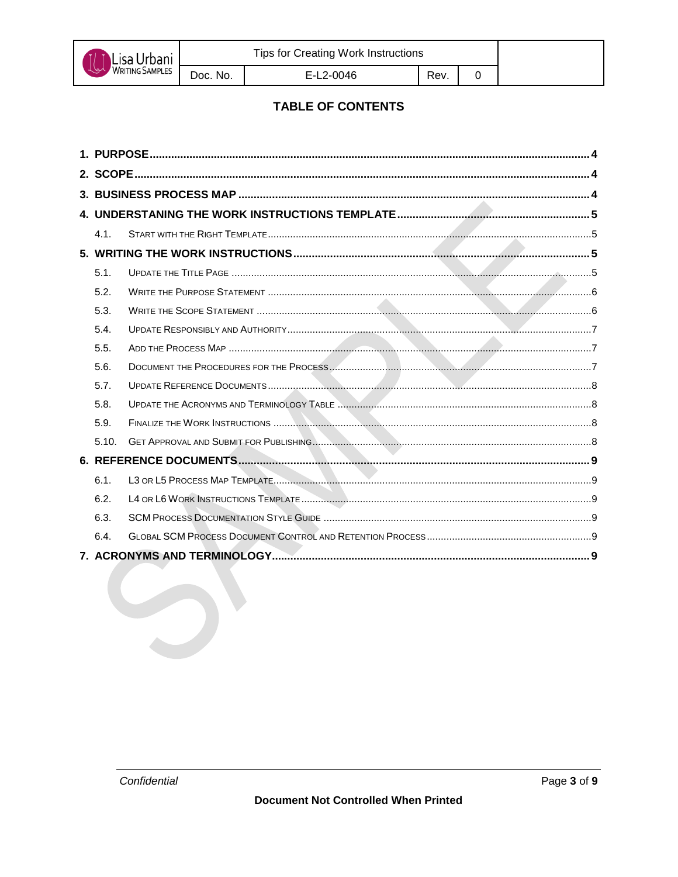# TABLE OF CONTENTS

1. **PURPOSE** .... 4
2. **SCOPE** .... 4
3. **BUSINESS PROCESS MAP** .... 4
4. **UNDERSTANING THE WORK INSTRUCTIONS TEMPLATE** .... 5
   - 4.1. Start with the Right Template .... 5
5. **WRITING THE WORK INSTRUCTIONS** .... 5
   - 5.1. Update the Title Page .... 5
   - 5.2. Write the Purpose Statement .... 6
   - 5.3. Write the Scope Statement .... 6
   - 5.4. Update Responsibly and Authority .... 7
   - 5.5. Add the Process Map .... 7
   - 5.6. Document the Procedures for the Process .... 7
   - 5.7. Update Reference Documents .... 8
   - 5.8. Update the Acronyms and Terminology Table .... 8
   - 5.9. Finalize the Work Instructions .... 8
   - 5.10. Get Approval and Submit for Publishing .... 8
6. **REFERENCE DOCUMENTS** .... 9
   - 6.1. L3 or L5 Process Map Template .... 9
   - 6.2. L4 or L6 Work Instructions Template .... 9
   - 6.3. SCM Process Documentation Style Guide .... 9
   - 6.4. Global SCM Process Document Control and Retention Process .... 9
7. **ACRONYMS AND TERMINOLOGY** .... 9

*Confidential*

**Document Not Controlled When Printed**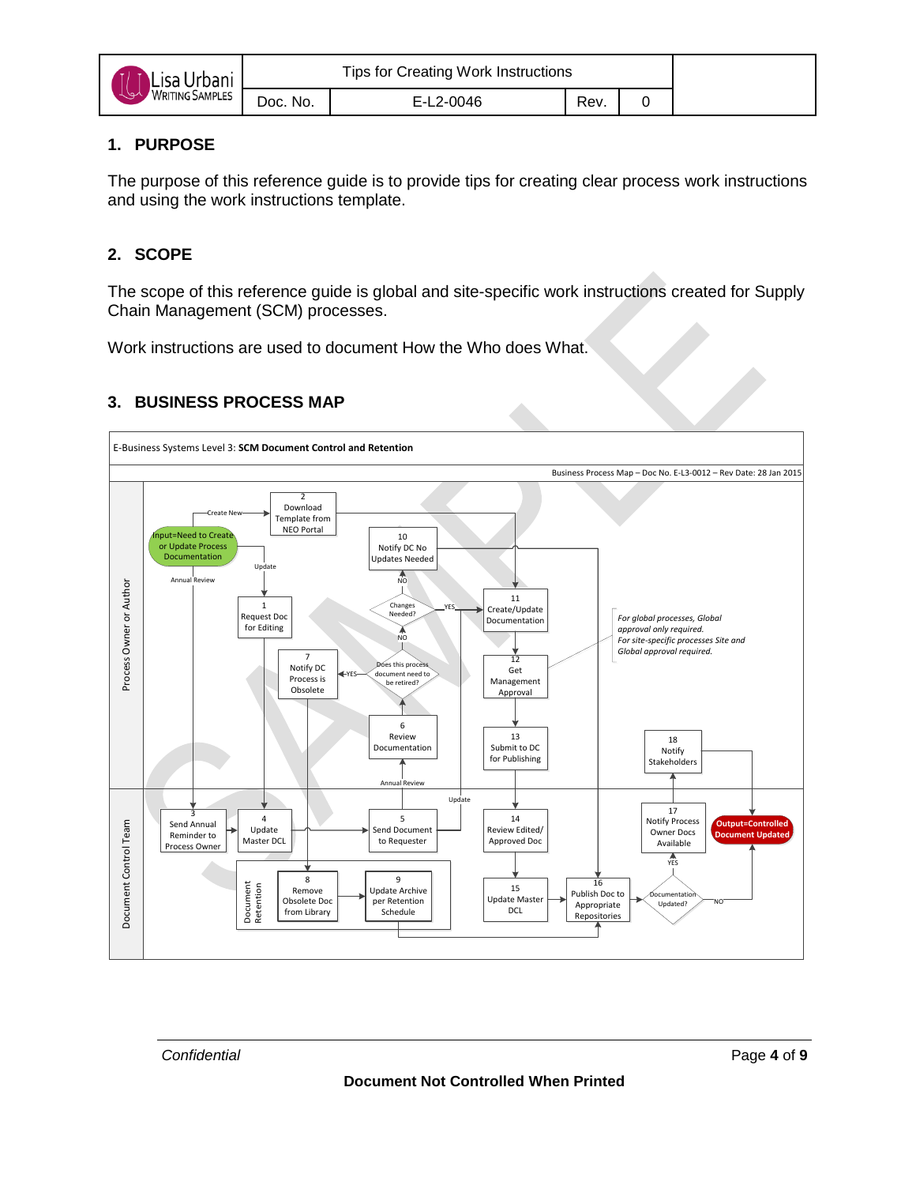## 1. PURPOSE

The purpose of this reference guide is to provide tips for creating clear process work instructions and using the work instructions template.

## 2. SCOPE

The scope of this reference guide is global and site-specific work instructions created for Supply Chain Management (SCM) processes.

Work instructions are used to document How the Who does What.

## 3. BUSINESS PROCESS MAP

E-Business Systems Level 3: **SCM Document Control and Retention**

Business Process Map – Doc No. E-L3-0012 – Rev Date: 28 Jan 2015

Process Owner or Author

- Input=Need to Create or Update Process Documentation
- Create New → 2 Download Template from NEO Portal
- Update → 1 Request Doc for Editing
- Annual Review
- 10 Notify DC No Updates Needed
- Changes Needed? (YES / NO)
- 11 Create/Update Documentation
- 12 Get Management Approval
- 13 Submit to DC for Publishing
- 7 Notify DC Process is Obsolete
- Does this process document need to be retired? (YES / NO)
- 6 Review Documentation
- 18 Notify Stakeholders
- *For global processes, Global approval only required.*
  *For site-specific processes Site and Global approval required.*

Document Control Team

- 3 Send Annual Reminder to Process Owner
- 4 Update Master DCL
- 5 Send Document to Requester
- Annual Review
- Update
- 14 Review Edited/Approved Doc
- 15 Update Master DCL
- 16 Publish Doc to Appropriate Repositories
- 17 Notify Process Owner Docs Available
- Documentation Updated? (YES / NO)
- Output=Controlled Document Updated
- Document Retention: 8 Remove Obsolete Doc from Library; 9 Update Archive per Retention Schedule

SAMPLE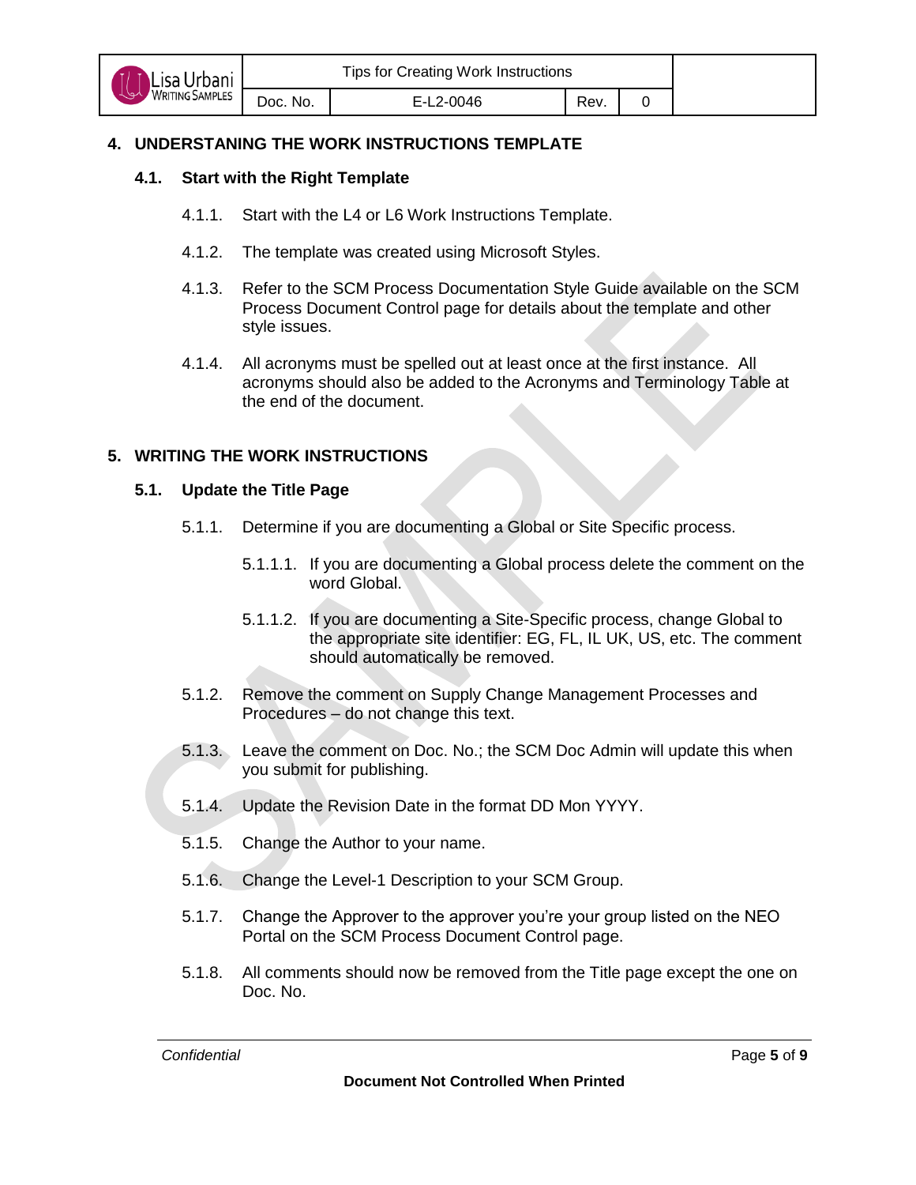# 4. UNDERSTANING THE WORK INSTRUCTIONS TEMPLATE

## 4.1. Start with the Right Template

4.1.1. Start with the L4 or L6 Work Instructions Template.

4.1.2. The template was created using Microsoft Styles.

4.1.3. Refer to the SCM Process Documentation Style Guide available on the SCM Process Document Control page for details about the template and other style issues.

4.1.4. All acronyms must be spelled out at least once at the first instance. All acronyms should also be added to the Acronyms and Terminology Table at the end of the document.

# 5. WRITING THE WORK INSTRUCTIONS

## 5.1. Update the Title Page

5.1.1. Determine if you are documenting a Global or Site Specific process.

5.1.1.1. If you are documenting a Global process delete the comment on the word Global.

5.1.1.2. If you are documenting a Site-Specific process, change Global to the appropriate site identifier: EG, FL, IL UK, US, etc. The comment should automatically be removed.

5.1.2. Remove the comment on Supply Change Management Processes and Procedures – do not change this text.

5.1.3. Leave the comment on Doc. No.; the SCM Doc Admin will update this when you submit for publishing.

5.1.4. Update the Revision Date in the format DD Mon YYYY.

5.1.5. Change the Author to your name.

5.1.6. Change the Level-1 Description to your SCM Group.

5.1.7. Change the Approver to the approver you're your group listed on the NEO Portal on the SCM Process Document Control page.

5.1.8. All comments should now be removed from the Title page except the one on Doc. No.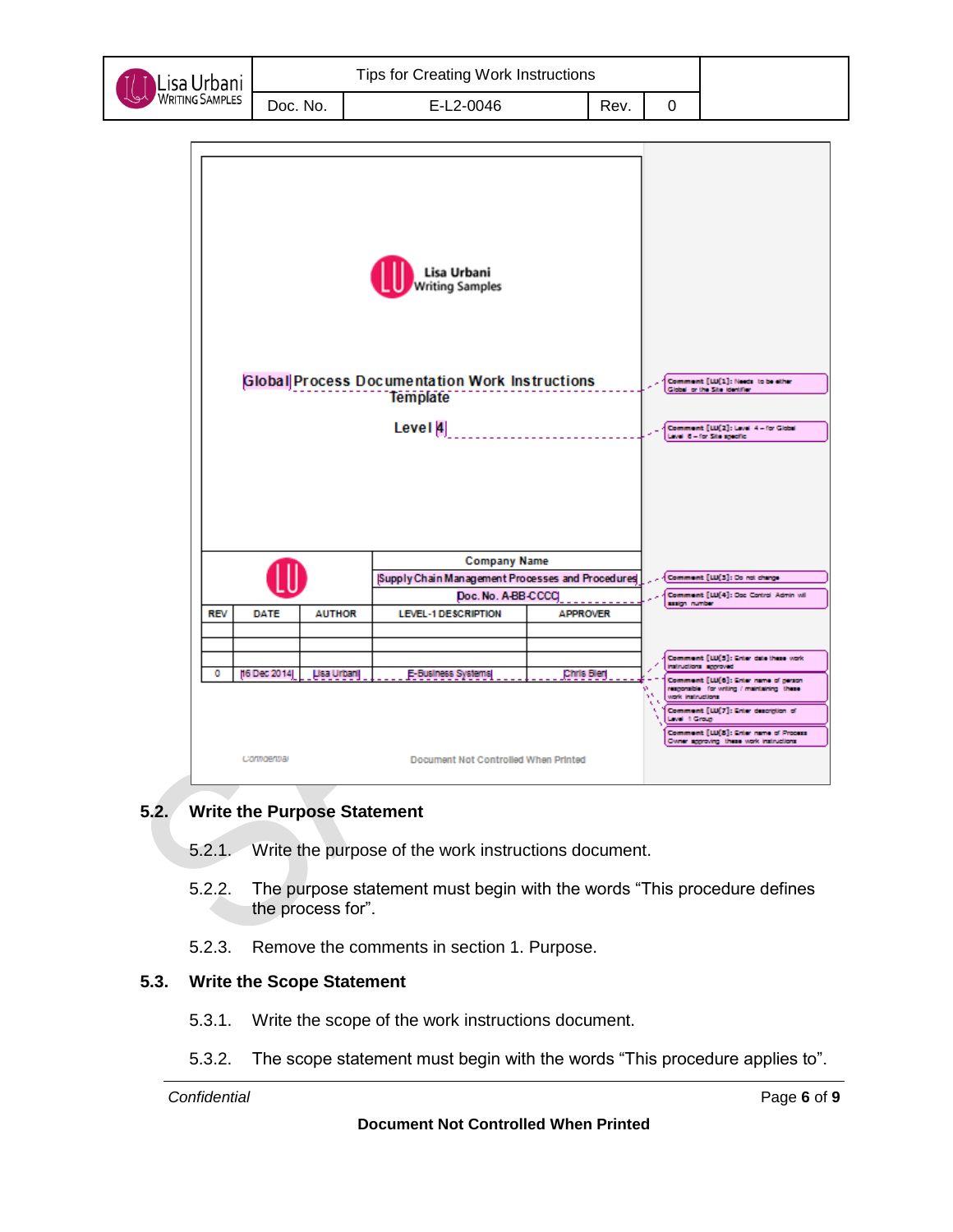## 5.2. Write the Purpose Statement

5.2.1. Write the purpose of the work instructions document.

5.2.2. The purpose statement must begin with the words “This procedure defines the process for”.

5.2.3. Remove the comments in section 1. Purpose.

## 5.3. Write the Scope Statement

5.3.1. Write the scope of the work instructions document.

5.3.2. The scope statement must begin with the words “This procedure applies to”.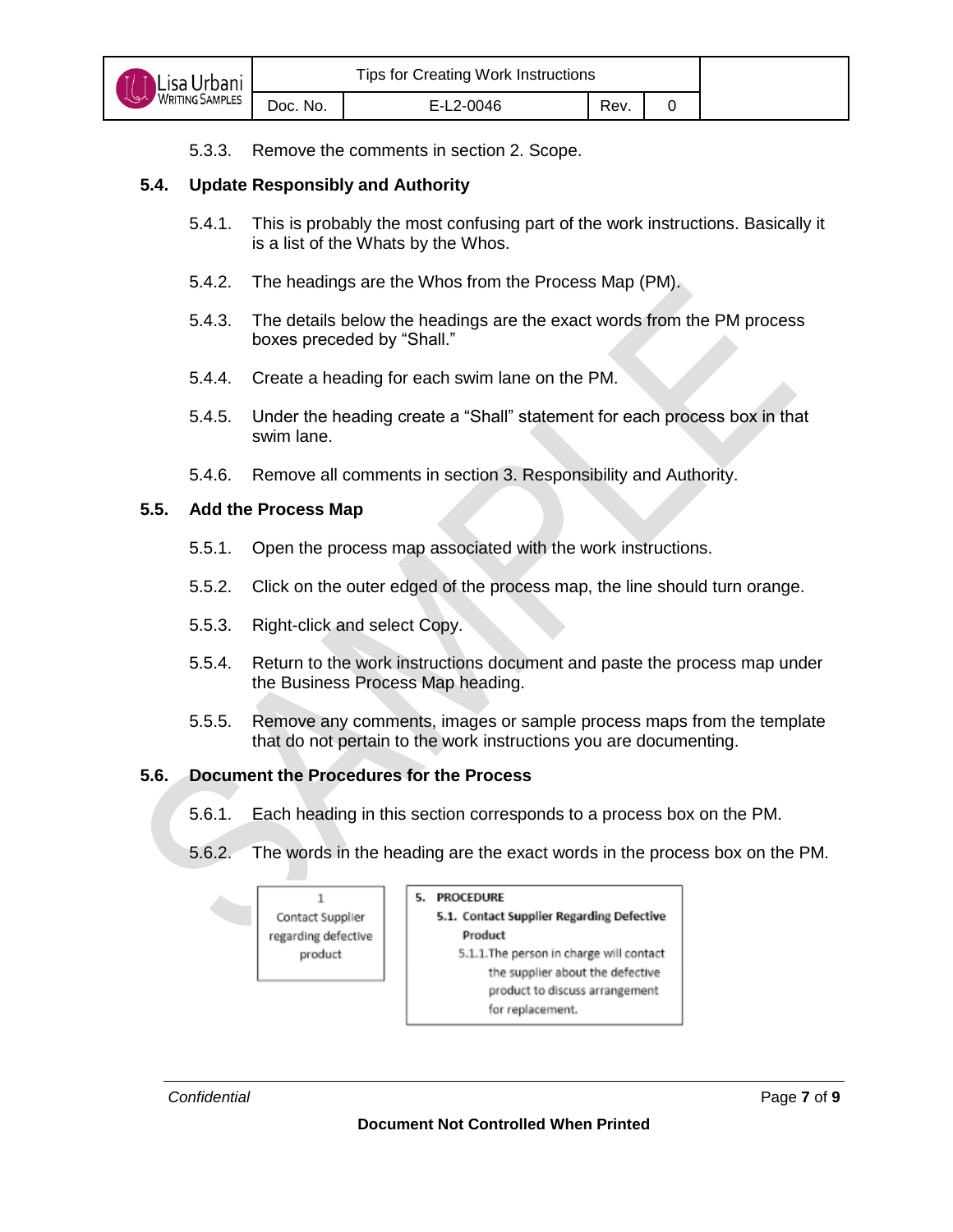5.3.3. Remove the comments in section 2. Scope.

### 5.4. Update Responsibly and Authority

5.4.1. This is probably the most confusing part of the work instructions. Basically it is a list of the Whats by the Whos.

5.4.2. The headings are the Whos from the Process Map (PM).

5.4.3. The details below the headings are the exact words from the PM process boxes preceded by "Shall."

5.4.4. Create a heading for each swim lane on the PM.

5.4.5. Under the heading create a "Shall" statement for each process box in that swim lane.

5.4.6. Remove all comments in section 3. Responsibility and Authority.

### 5.5. Add the Process Map

5.5.1. Open the process map associated with the work instructions.

5.5.2. Click on the outer edged of the process map, the line should turn orange.

5.5.3. Right-click and select Copy.

5.5.4. Return to the work instructions document and paste the process map under the Business Process Map heading.

5.5.5. Remove any comments, images or sample process maps from the template that do not pertain to the work instructions you are documenting.

### 5.6. Document the Procedures for the Process

5.6.1. Each heading in this section corresponds to a process box on the PM.

5.6.2. The words in the heading are the exact words in the process box on the PM.

| 1 Contact Supplier regarding defective product |
|---|

| **5. PROCEDURE** |
|---|
| **5.1. Contact Supplier Regarding Defective Product** |
| 5.1.1. The person in charge will contact the supplier about the defective product to discuss arrangement for replacement. |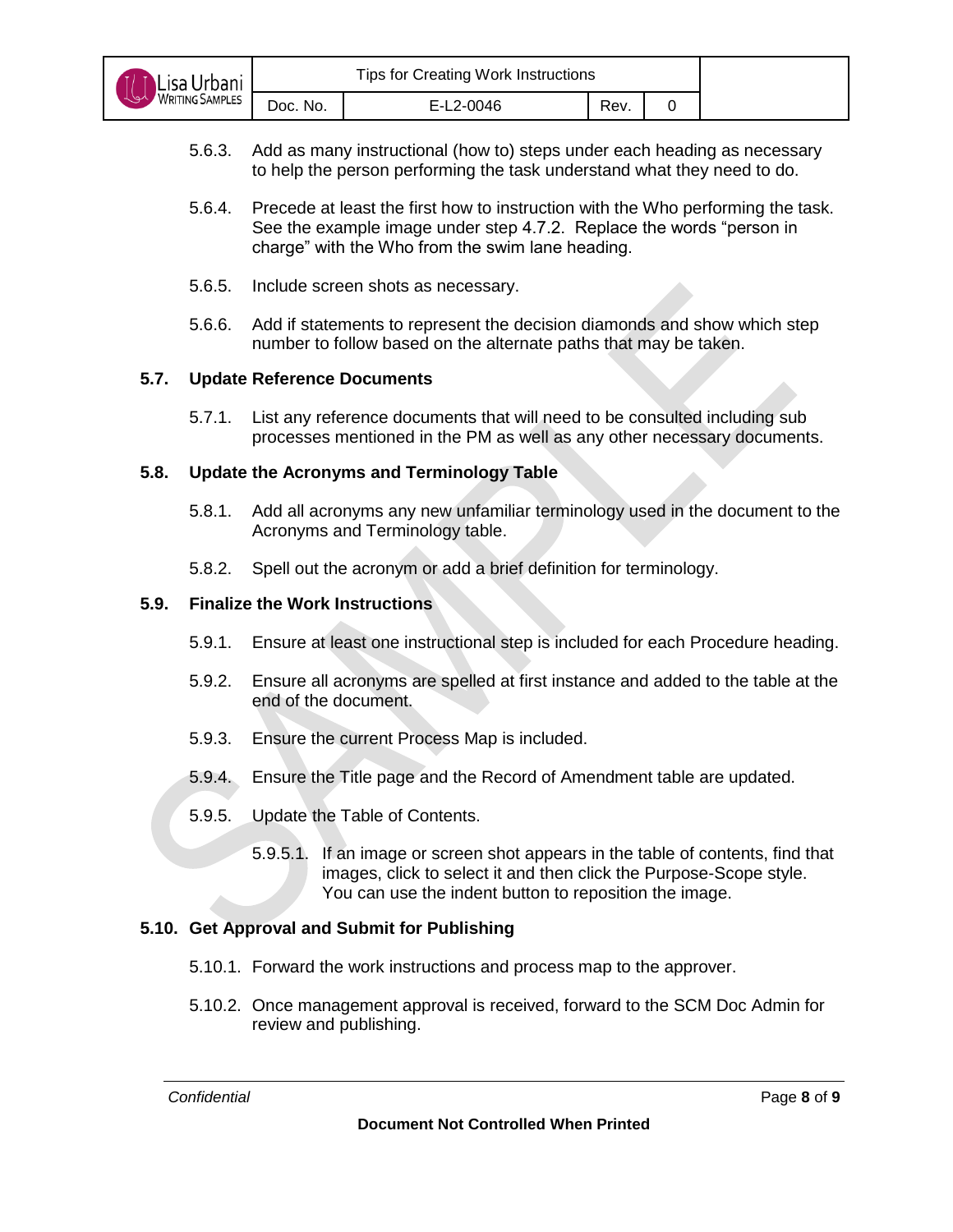5.6.3. Add as many instructional (how to) steps under each heading as necessary to help the person performing the task understand what they need to do.

5.6.4. Precede at least the first how to instruction with the Who performing the task. See the example image under step 4.7.2. Replace the words "person in charge" with the Who from the swim lane heading.

5.6.5. Include screen shots as necessary.

5.6.6. Add if statements to represent the decision diamonds and show which step number to follow based on the alternate paths that may be taken.

## 5.7. Update Reference Documents

5.7.1. List any reference documents that will need to be consulted including sub processes mentioned in the PM as well as any other necessary documents.

## 5.8. Update the Acronyms and Terminology Table

5.8.1. Add all acronyms any new unfamiliar terminology used in the document to the Acronyms and Terminology table.

5.8.2. Spell out the acronym or add a brief definition for terminology.

## 5.9. Finalize the Work Instructions

5.9.1. Ensure at least one instructional step is included for each Procedure heading.

5.9.2. Ensure all acronyms are spelled at first instance and added to the table at the end of the document.

5.9.3. Ensure the current Process Map is included.

5.9.4. Ensure the Title page and the Record of Amendment table are updated.

5.9.5. Update the Table of Contents.

5.9.5.1. If an image or screen shot appears in the table of contents, find that images, click to select it and then click the Purpose-Scope style. You can use the indent button to reposition the image.

## 5.10. Get Approval and Submit for Publishing

5.10.1. Forward the work instructions and process map to the approver.

5.10.2. Once management approval is received, forward to the SCM Doc Admin for review and publishing.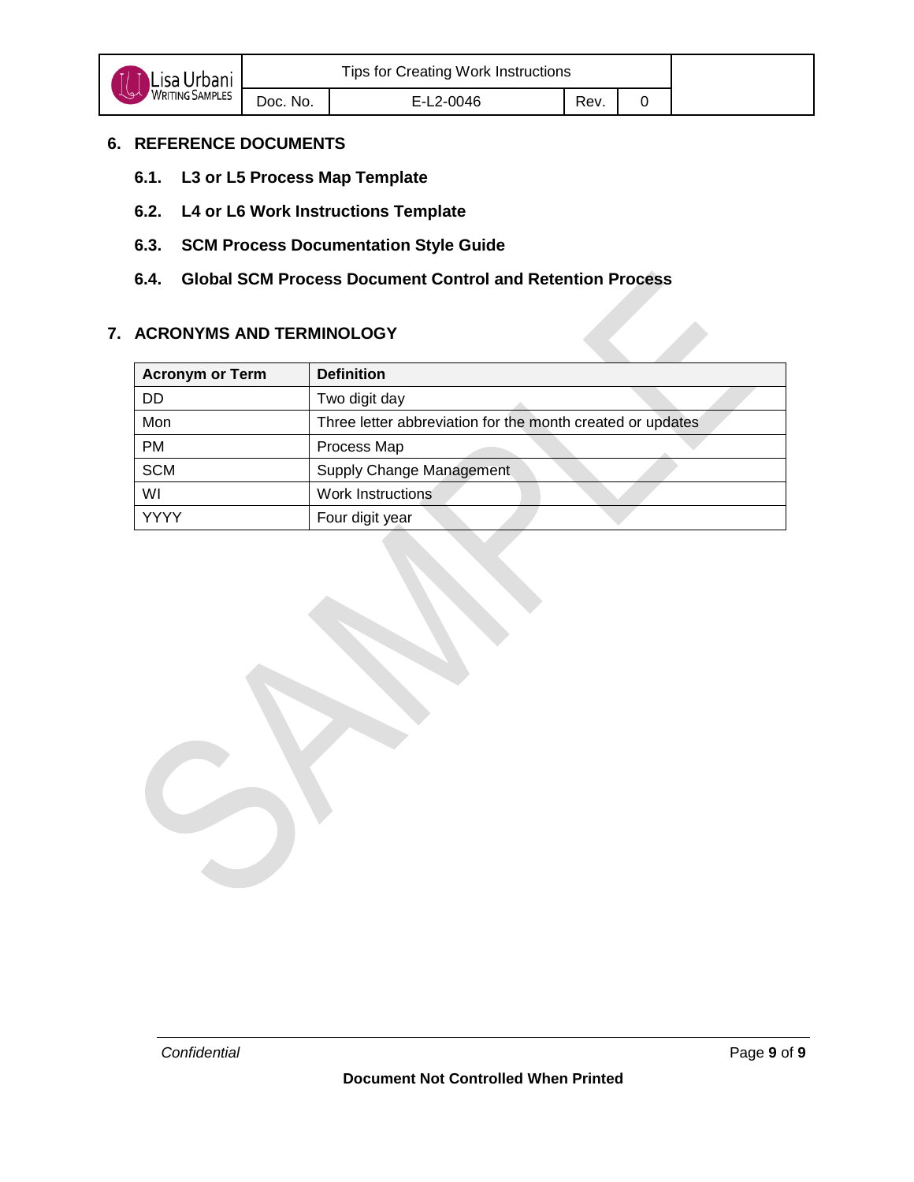## 6. REFERENCE DOCUMENTS

### 6.1. L3 or L5 Process Map Template

### 6.2. L4 or L6 Work Instructions Template

### 6.3. SCM Process Documentation Style Guide

### 6.4. Global SCM Process Document Control and Retention Process

## 7. ACRONYMS AND TERMINOLOGY

| Acronym or Term | Definition |
|---|---|
| DD | Two digit day |
| Mon | Three letter abbreviation for the month created or updates |
| PM | Process Map |
| SCM | Supply Change Management |
| WI | Work Instructions |
| YYYY | Four digit year |